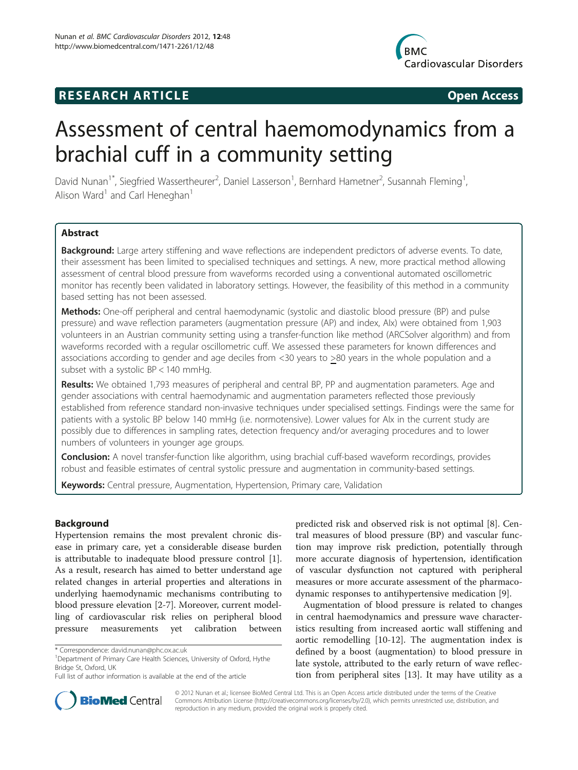RESEARCH ARTICLE

Open Access

# Assessment of central haemomodynamics from a brachial cuff in a community setting

David Nunan[1*], Siegfried Wassertheurer[2], Daniel Lasserson[1], Bernhard Hametner[2], Susannah Fleming[1], Alison Ward[1] and Carl Heneghan[1]

## Abstract

**Background:** Large artery stiffening and wave reflections are independent predictors of adverse events. To date, their assessment has been limited to specialised techniques and settings. A new, more practical method allowing assessment of central blood pressure from waveforms recorded using a conventional automated oscillometric monitor has recently been validated in laboratory settings. However, the feasibility of this method in a community based setting has not been assessed.

**Methods:** One-off peripheral and central haemodynamic (systolic and diastolic blood pressure (BP) and pulse pressure) and wave reflection parameters (augmentation pressure (AP) and index, AIx) were obtained from 1,903 volunteers in an Austrian community setting using a transfer-function like method (ARCSolver algorithm) and from waveforms recorded with a regular oscillometric cuff. We assessed these parameters for known differences and associations according to gender and age deciles from <30 years to ≥80 years in the whole population and a subset with a systolic BP < 140 mmHg.

**Results:** We obtained 1,793 measures of peripheral and central BP, PP and augmentation parameters. Age and gender associations with central haemodynamic and augmentation parameters reflected those previously established from reference standard non-invasive techniques under specialised settings. Findings were the same for patients with a systolic BP below 140 mmHg (i.e. normotensive). Lower values for AIx in the current study are possibly due to differences in sampling rates, detection frequency and/or averaging procedures and to lower numbers of volunteers in younger age groups.

**Conclusion:** A novel transfer-function like algorithm, using brachial cuff-based waveform recordings, provides robust and feasible estimates of central systolic pressure and augmentation in community-based settings.

**Keywords:** Central pressure, Augmentation, Hypertension, Primary care, Validation

## Background

Hypertension remains the most prevalent chronic disease in primary care, yet a considerable disease burden is attributable to inadequate blood pressure control [1]. As a result, research has aimed to better understand age related changes in arterial properties and alterations in underlying haemodynamic mechanisms contributing to blood pressure elevation [2-7]. Moreover, current modelling of cardiovascular risk relies on peripheral blood pressure measurements yet calibration between predicted risk and observed risk is not optimal [8]. Central measures of blood pressure (BP) and vascular function may improve risk prediction, potentially through more accurate diagnosis of hypertension, identification of vascular dysfunction not captured with peripheral measures or more accurate assessment of the pharmacodynamic responses to antihypertensive medication [9].

Augmentation of blood pressure is related to changes in central haemodynamics and pressure wave characteristics resulting from increased aortic wall stiffening and aortic remodelling [10-12]. The augmentation index is defined by a boost (augmentation) to blood pressure in late systole, attributed to the early return of wave reflection from peripheral sites [13]. It may have utility as a

\* Correspondence: david.nunan@phc.ox.ac.uk
[1]Department of Primary Care Health Sciences, University of Oxford, Hythe Bridge St, Oxford, UK
Full list of author information is available at the end of the article

© 2012 Nunan et al.; licensee BioMed Central Ltd. This is an Open Access article distributed under the terms of the Creative Commons Attribution License (http://creativecommons.org/licenses/by/2.0), which permits unrestricted use, distribution, and reproduction in any medium, provided the original work is properly cited.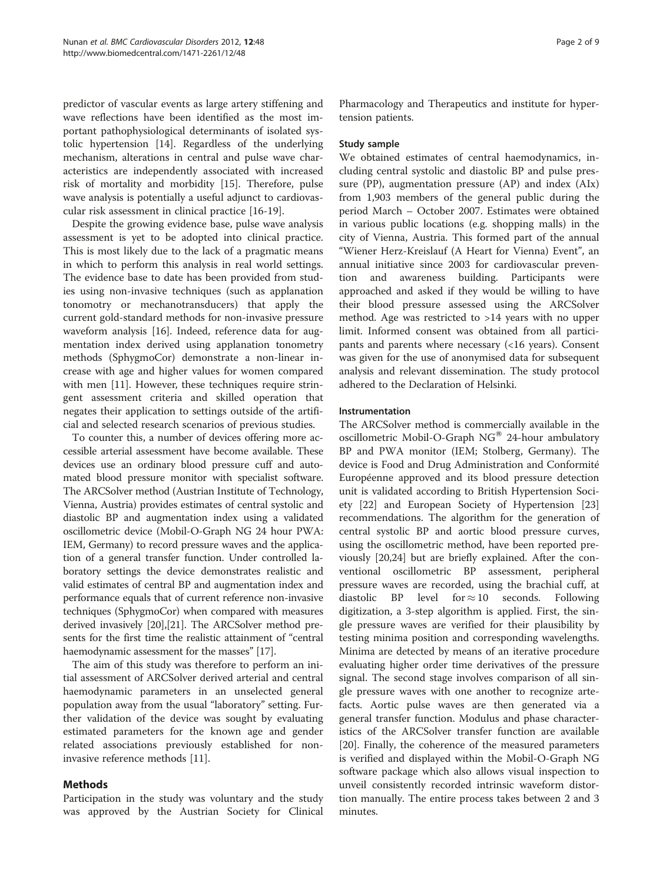predictor of vascular events as large artery stiffening and wave reflections have been identified as the most important pathophysiological determinants of isolated systolic hypertension [14]. Regardless of the underlying mechanism, alterations in central and pulse wave characteristics are independently associated with increased risk of mortality and morbidity [15]. Therefore, pulse wave analysis is potentially a useful adjunct to cardiovascular risk assessment in clinical practice [16-19].

Despite the growing evidence base, pulse wave analysis assessment is yet to be adopted into clinical practice. This is most likely due to the lack of a pragmatic means in which to perform this analysis in real world settings. The evidence base to date has been provided from studies using non-invasive techniques (such as applanation tonomotry or mechanotransducers) that apply the current gold-standard methods for non-invasive pressure waveform analysis [16]. Indeed, reference data for augmentation index derived using applanation tonometry methods (SphygmoCor) demonstrate a non-linear increase with age and higher values for women compared with men [11]. However, these techniques require stringent assessment criteria and skilled operation that negates their application to settings outside of the artificial and selected research scenarios of previous studies.

To counter this, a number of devices offering more accessible arterial assessment have become available. These devices use an ordinary blood pressure cuff and automated blood pressure monitor with specialist software. The ARCSolver method (Austrian Institute of Technology, Vienna, Austria) provides estimates of central systolic and diastolic BP and augmentation index using a validated oscillometric device (Mobil-O-Graph NG 24 hour PWA: IEM, Germany) to record pressure waves and the application of a general transfer function. Under controlled laboratory settings the device demonstrates realistic and valid estimates of central BP and augmentation index and performance equals that of current reference non-invasive techniques (SphygmoCor) when compared with measures derived invasively [20],[21]. The ARCSolver method presents for the first time the realistic attainment of "central haemodynamic assessment for the masses" [17].

The aim of this study was therefore to perform an initial assessment of ARCSolver derived arterial and central haemodynamic parameters in an unselected general population away from the usual "laboratory" setting. Further validation of the device was sought by evaluating estimated parameters for the known age and gender related associations previously established for non-invasive reference methods [11].

## Methods

Participation in the study was voluntary and the study was approved by the Austrian Society for Clinical Pharmacology and Therapeutics and institute for hypertension patients.

### Study sample

We obtained estimates of central haemodynamics, including central systolic and diastolic BP and pulse pressure (PP), augmentation pressure (AP) and index (AIx) from 1,903 members of the general public during the period March – October 2007. Estimates were obtained in various public locations (e.g. shopping malls) in the city of Vienna, Austria. This formed part of the annual "Wiener Herz-Kreislauf (A Heart for Vienna) Event", an annual initiative since 2003 for cardiovascular prevention and awareness building. Participants were approached and asked if they would be willing to have their blood pressure assessed using the ARCSolver method. Age was restricted to >14 years with no upper limit. Informed consent was obtained from all participants and parents where necessary (<16 years). Consent was given for the use of anonymised data for subsequent analysis and relevant dissemination. The study protocol adhered to the Declaration of Helsinki.

### Instrumentation

The ARCSolver method is commercially available in the oscillometric Mobil-O-Graph NG® 24-hour ambulatory BP and PWA monitor (IEM; Stolberg, Germany). The device is Food and Drug Administration and Conformité Européenne approved and its blood pressure detection unit is validated according to British Hypertension Society [22] and European Society of Hypertension [23] recommendations. The algorithm for the generation of central systolic BP and aortic blood pressure curves, using the oscillometric method, have been reported previously [20,24] but are briefly explained. After the conventional oscillometric BP assessment, peripheral pressure waves are recorded, using the brachial cuff, at diastolic BP level for $\approx 10$ seconds. Following digitization, a 3-step algorithm is applied. First, the single pressure waves are verified for their plausibility by testing minima position and corresponding wavelengths. Minima are detected by means of an iterative procedure evaluating higher order time derivatives of the pressure signal. The second stage involves comparison of all single pressure waves with one another to recognize artefacts. Aortic pulse waves are then generated via a general transfer function. Modulus and phase characteristics of the ARCSolver transfer function are available [20]. Finally, the coherence of the measured parameters is verified and displayed within the Mobil-O-Graph NG software package which also allows visual inspection to unveil consistently recorded intrinsic waveform distortion manually. The entire process takes between 2 and 3 minutes.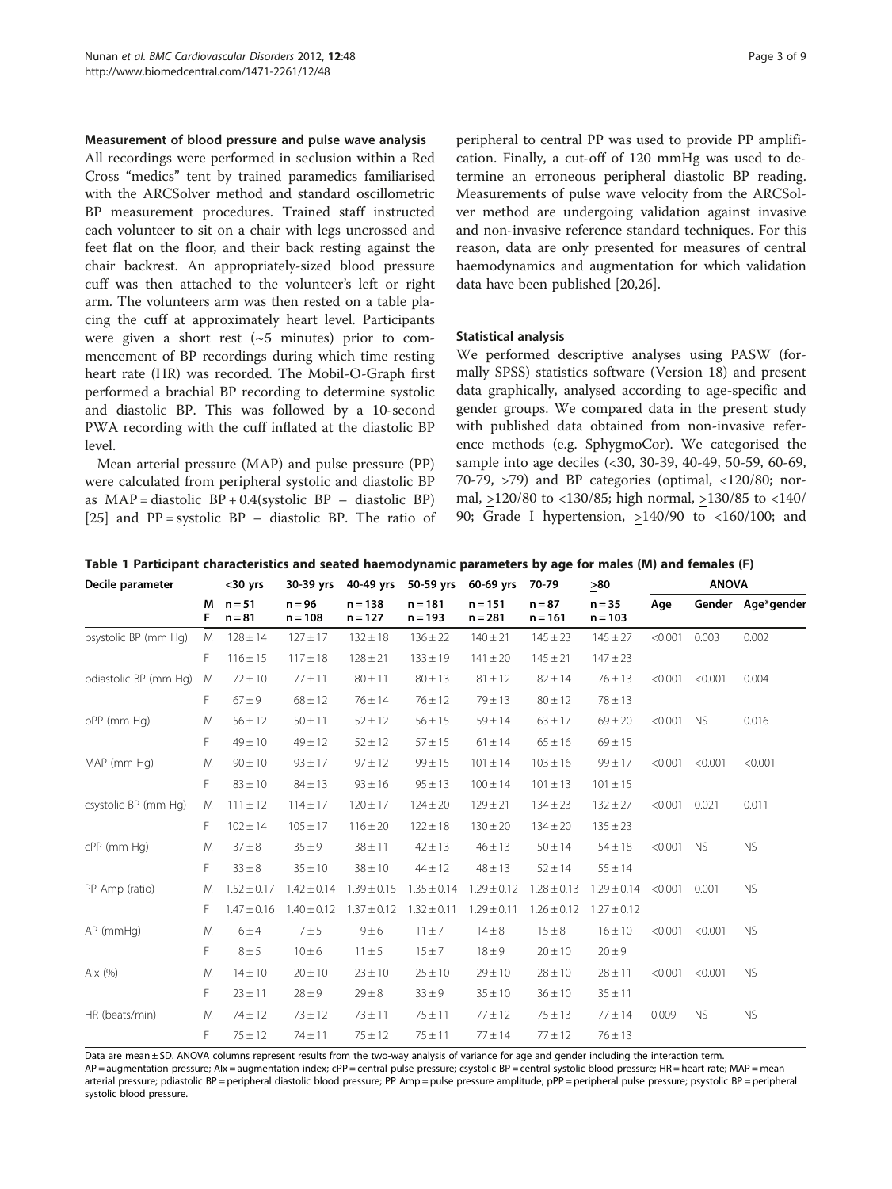### Measurement of blood pressure and pulse wave analysis

All recordings were performed in seclusion within a Red Cross "medics" tent by trained paramedics familiarised with the ARCSolver method and standard oscillometric BP measurement procedures. Trained staff instructed each volunteer to sit on a chair with legs uncrossed and feet flat on the floor, and their back resting against the chair backrest. An appropriately-sized blood pressure cuff was then attached to the volunteer's left or right arm. The volunteers arm was then rested on a table placing the cuff at approximately heart level. Participants were given a short rest (~5 minutes) prior to commencement of BP recordings during which time resting heart rate (HR) was recorded. The Mobil-O-Graph first performed a brachial BP recording to determine systolic and diastolic BP. This was followed by a 10-second PWA recording with the cuff inflated at the diastolic BP level.

Mean arterial pressure (MAP) and pulse pressure (PP) were calculated from peripheral systolic and diastolic BP as MAP = diastolic BP + 0.4(systolic BP – diastolic BP) [25] and PP = systolic BP – diastolic BP. The ratio of peripheral to central PP was used to provide PP amplification. Finally, a cut-off of 120 mmHg was used to determine an erroneous peripheral diastolic BP reading. Measurements of pulse wave velocity from the ARCSolver method are undergoing validation against invasive and non-invasive reference standard techniques. For this reason, data are only presented for measures of central haemodynamics and augmentation for which validation data have been published [20,26].

### Statistical analysis

We performed descriptive analyses using PASW (formally SPSS) statistics software (Version 18) and present data graphically, analysed according to age-specific and gender groups. We compared data in the present study with published data obtained from non-invasive reference methods (e.g. SphygmoCor). We categorised the sample into age deciles (<30, 30-39, 40-49, 50-59, 60-69, 70-79, >79) and BP categories (optimal, <120/80; normal, ≥120/80 to <130/85; high normal, ≥130/85 to <140/90; Grade I hypertension, ≥140/90 to <160/100; and

**Table 1 Participant characteristics and seated haemodynamic parameters by age for males (M) and females (F)**

| Decile parameter | | <30 yrs | 30-39 yrs | 40-49 yrs | 50-59 yrs | 60-69 yrs | 70-79 | ≥80 | ANOVA | | |
|---|---|---|---|---|---|---|---|---|---|---|---|
| | M | n = 51 | n = 96 | n = 138 | n = 181 | n = 151 | n = 87 | n = 35 | Age | Gender | Age*gender |
| | F | n = 81 | n = 108 | n = 127 | n = 193 | n = 281 | n = 161 | n = 103 | | | |
| psystolic BP (mm Hg) | M | 128 ± 14 | 127 ± 17 | 132 ± 18 | 136 ± 22 | 140 ± 21 | 145 ± 23 | 145 ± 27 | <0.001 | 0.003 | 0.002 |
| | F | 116 ± 15 | 117 ± 18 | 128 ± 21 | 133 ± 19 | 141 ± 20 | 145 ± 21 | 147 ± 23 | | | |
| pdiastolic BP (mm Hg) | M | 72 ± 10 | 77 ± 11 | 80 ± 11 | 80 ± 13 | 81 ± 12 | 82 ± 14 | 76 ± 13 | <0.001 | <0.001 | 0.004 |
| | F | 67 ± 9 | 68 ± 12 | 76 ± 14 | 76 ± 12 | 79 ± 13 | 80 ± 12 | 78 ± 13 | | | |
| pPP (mm Hg) | M | 56 ± 12 | 50 ± 11 | 52 ± 12 | 56 ± 15 | 59 ± 14 | 63 ± 17 | 69 ± 20 | <0.001 | NS | 0.016 |
| | F | 49 ± 10 | 49 ± 12 | 52 ± 12 | 57 ± 15 | 61 ± 14 | 65 ± 16 | 69 ± 15 | | | |
| MAP (mm Hg) | M | 90 ± 10 | 93 ± 17 | 97 ± 12 | 99 ± 15 | 101 ± 14 | 103 ± 16 | 99 ± 17 | <0.001 | <0.001 | <0.001 |
| | F | 83 ± 10 | 84 ± 13 | 93 ± 16 | 95 ± 13 | 100 ± 14 | 101 ± 13 | 101 ± 15 | | | |
| csystolic BP (mm Hg) | M | 111 ± 12 | 114 ± 17 | 120 ± 17 | 124 ± 20 | 129 ± 21 | 134 ± 23 | 132 ± 27 | <0.001 | 0.021 | 0.011 |
| | F | 102 ± 14 | 105 ± 17 | 116 ± 20 | 122 ± 18 | 130 ± 20 | 134 ± 20 | 135 ± 23 | | | |
| cPP (mm Hg) | M | 37 ± 8 | 35 ± 9 | 38 ± 11 | 42 ± 13 | 46 ± 13 | 50 ± 14 | 54 ± 18 | <0.001 | NS | NS |
| | F | 33 ± 8 | 35 ± 10 | 38 ± 10 | 44 ± 12 | 48 ± 13 | 52 ± 14 | 55 ± 14 | | | |
| PP Amp (ratio) | M | 1.52 ± 0.17 | 1.42 ± 0.14 | 1.39 ± 0.15 | 1.35 ± 0.14 | 1.29 ± 0.12 | 1.28 ± 0.13 | 1.29 ± 0.14 | <0.001 | 0.001 | NS |
| | F | 1.47 ± 0.16 | 1.40 ± 0.12 | 1.37 ± 0.12 | 1.32 ± 0.11 | 1.29 ± 0.11 | 1.26 ± 0.12 | 1.27 ± 0.12 | | | |
| AP (mmHg) | M | 6 ± 4 | 7 ± 5 | 9 ± 6 | 11 ± 7 | 14 ± 8 | 15 ± 8 | 16 ± 10 | <0.001 | <0.001 | NS |
| | F | 8 ± 5 | 10 ± 6 | 11 ± 5 | 15 ± 7 | 18 ± 9 | 20 ± 10 | 20 ± 9 | | | |
| AIx (%) | M | 14 ± 10 | 20 ± 10 | 23 ± 10 | 25 ± 10 | 29 ± 10 | 28 ± 10 | 28 ± 11 | <0.001 | <0.001 | NS |
| | F | 23 ± 11 | 28 ± 9 | 29 ± 8 | 33 ± 9 | 35 ± 10 | 36 ± 10 | 35 ± 11 | | | |
| HR (beats/min) | M | 74 ± 12 | 73 ± 12 | 73 ± 11 | 75 ± 11 | 77 ± 12 | 75 ± 13 | 77 ± 14 | 0.009 | NS | NS |
| | F | 75 ± 12 | 74 ± 11 | 75 ± 12 | 75 ± 11 | 77 ± 14 | 77 ± 12 | 76 ± 13 | | | |

Data are mean ± SD. ANOVA columns represent results from the two-way analysis of variance for age and gender including the interaction term.
AP = augmentation pressure; AIx = augmentation index; cPP = central pulse pressure; csystolic BP = central systolic blood pressure; HR = heart rate; MAP = mean arterial pressure; pdiastolic BP = peripheral diastolic blood pressure; PP Amp = pulse pressure amplitude; pPP = peripheral pulse pressure; psystolic BP = peripheral systolic blood pressure.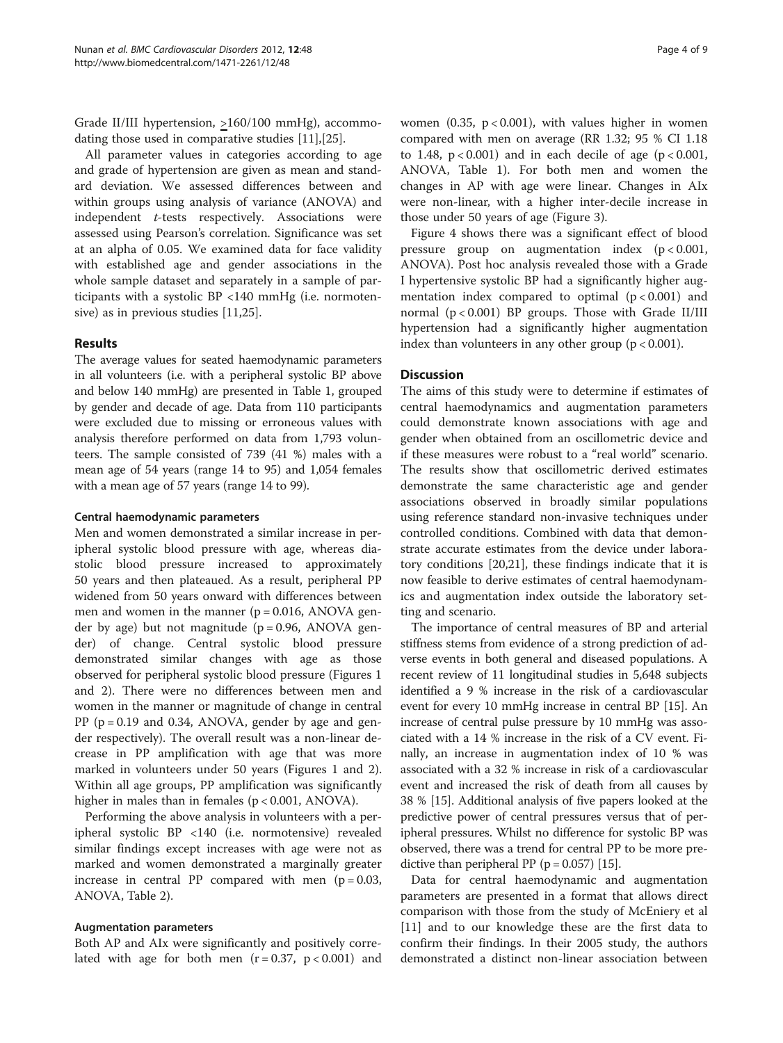Grade II/III hypertension, >160/100 mmHg), accommodating those used in comparative studies [11],[25].

All parameter values in categories according to age and grade of hypertension are given as mean and standard deviation. We assessed differences between and within groups using analysis of variance (ANOVA) and independent *t*-tests respectively. Associations were assessed using Pearson's correlation. Significance was set at an alpha of 0.05. We examined data for face validity with established age and gender associations in the whole sample dataset and separately in a sample of participants with a systolic BP <140 mmHg (i.e. normotensive) as in previous studies [11,25].

## Results

The average values for seated haemodynamic parameters in all volunteers (i.e. with a peripheral systolic BP above and below 140 mmHg) are presented in Table 1, grouped by gender and decade of age. Data from 110 participants were excluded due to missing or erroneous values with analysis therefore performed on data from 1,793 volunteers. The sample consisted of 739 (41 %) males with a mean age of 54 years (range 14 to 95) and 1,054 females with a mean age of 57 years (range 14 to 99).

### Central haemodynamic parameters

Men and women demonstrated a similar increase in peripheral systolic blood pressure with age, whereas diastolic blood pressure increased to approximately 50 years and then plateaued. As a result, peripheral PP widened from 50 years onward with differences between men and women in the manner ($p = 0.016$, ANOVA gender by age) but not magnitude ($p = 0.96$, ANOVA gender) of change. Central systolic blood pressure demonstrated similar changes with age as those observed for peripheral systolic blood pressure (Figures 1 and 2). There were no differences between men and women in the manner or magnitude of change in central PP ($p = 0.19$ and 0.34, ANOVA, gender by age and gender respectively). The overall result was a non-linear decrease in PP amplification with age that was more marked in volunteers under 50 years (Figures 1 and 2). Within all age groups, PP amplification was significantly higher in males than in females ($p < 0.001$, ANOVA).

Performing the above analysis in volunteers with a peripheral systolic BP <140 (i.e. normotensive) revealed similar findings except increases with age were not as marked and women demonstrated a marginally greater increase in central PP compared with men ($p = 0.03$, ANOVA, Table 2).

### Augmentation parameters

Both AP and AIx were significantly and positively correlated with age for both men ($r = 0.37$, $p < 0.001$) and women (0.35, $p < 0.001$), with values higher in women compared with men on average (RR 1.32; 95 % CI 1.18 to 1.48, $p < 0.001$) and in each decile of age ($p < 0.001$, ANOVA, Table 1). For both men and women the changes in AP with age were linear. Changes in AIx were non-linear, with a higher inter-decile increase in those under 50 years of age (Figure 3).

Figure 4 shows there was a significant effect of blood pressure group on augmentation index ($p < 0.001$, ANOVA). Post hoc analysis revealed those with a Grade I hypertensive systolic BP had a significantly higher augmentation index compared to optimal ($p < 0.001$) and normal ($p < 0.001$) BP groups. Those with Grade II/III hypertension had a significantly higher augmentation index than volunteers in any other group ($p < 0.001$).

## Discussion

The aims of this study were to determine if estimates of central haemodynamics and augmentation parameters could demonstrate known associations with age and gender when obtained from an oscillometric device and if these measures were robust to a "real world" scenario. The results show that oscillometric derived estimates demonstrate the same characteristic age and gender associations observed in broadly similar populations using reference standard non-invasive techniques under controlled conditions. Combined with data that demonstrate accurate estimates from the device under laboratory conditions [20,21], these findings indicate that it is now feasible to derive estimates of central haemodynamics and augmentation index outside the laboratory setting and scenario.

The importance of central measures of BP and arterial stiffness stems from evidence of a strong prediction of adverse events in both general and diseased populations. A recent review of 11 longitudinal studies in 5,648 subjects identified a 9 % increase in the risk of a cardiovascular event for every 10 mmHg increase in central BP [15]. An increase of central pulse pressure by 10 mmHg was associated with a 14 % increase in the risk of a CV event. Finally, an increase in augmentation index of 10 % was associated with a 32 % increase in risk of a cardiovascular event and increased the risk of death from all causes by 38 % [15]. Additional analysis of five papers looked at the predictive power of central pressures versus that of peripheral pressures. Whilst no difference for systolic BP was observed, there was a trend for central PP to be more predictive than peripheral PP ($p = 0.057$) [15].

Data for central haemodynamic and augmentation parameters are presented in a format that allows direct comparison with those from the study of McEniery et al [11] and to our knowledge these are the first data to confirm their findings. In their 2005 study, the authors demonstrated a distinct non-linear association between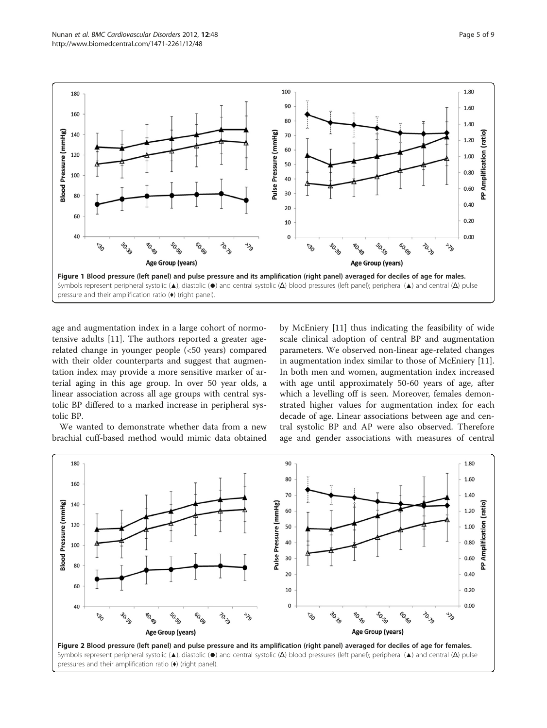**Figure 1 Blood pressure (left panel) and pulse pressure and its amplification (right panel) averaged for deciles of age for males.** Symbols represent peripheral systolic (▲), diastolic (●) and central systolic (Δ) blood pressures (left panel); peripheral (▲) and central (Δ) pulse pressure and their amplification ratio (♦) (right panel).

age and augmentation index in a large cohort of normotensive adults [11]. The authors reported a greater age-related change in younger people (<50 years) compared with their older counterparts and suggest that augmentation index may provide a more sensitive marker of arterial aging in this age group. In over 50 year olds, a linear association across all age groups with central systolic BP differed to a marked increase in peripheral systolic BP.

We wanted to demonstrate whether data from a new brachial cuff-based method would mimic data obtained by McEniery [11] thus indicating the feasibility of wide scale clinical adoption of central BP and augmentation parameters. We observed non-linear age-related changes in augmentation index similar to those of McEniery [11]. In both men and women, augmentation index increased with age until approximately 50-60 years of age, after which a levelling off is seen. Moreover, females demonstrated higher values for augmentation index for each decade of age. Linear associations between age and central systolic BP and AP were also observed. Therefore age and gender associations with measures of central

**Figure 2 Blood pressure (left panel) and pulse pressure and its amplification (right panel) averaged for deciles of age for females.** Symbols represent peripheral systolic (▲), diastolic (●) and central systolic (Δ) blood pressures (left panel); peripheral (▲) and central (Δ) pulse pressures and their amplification ratio (♦) (right panel).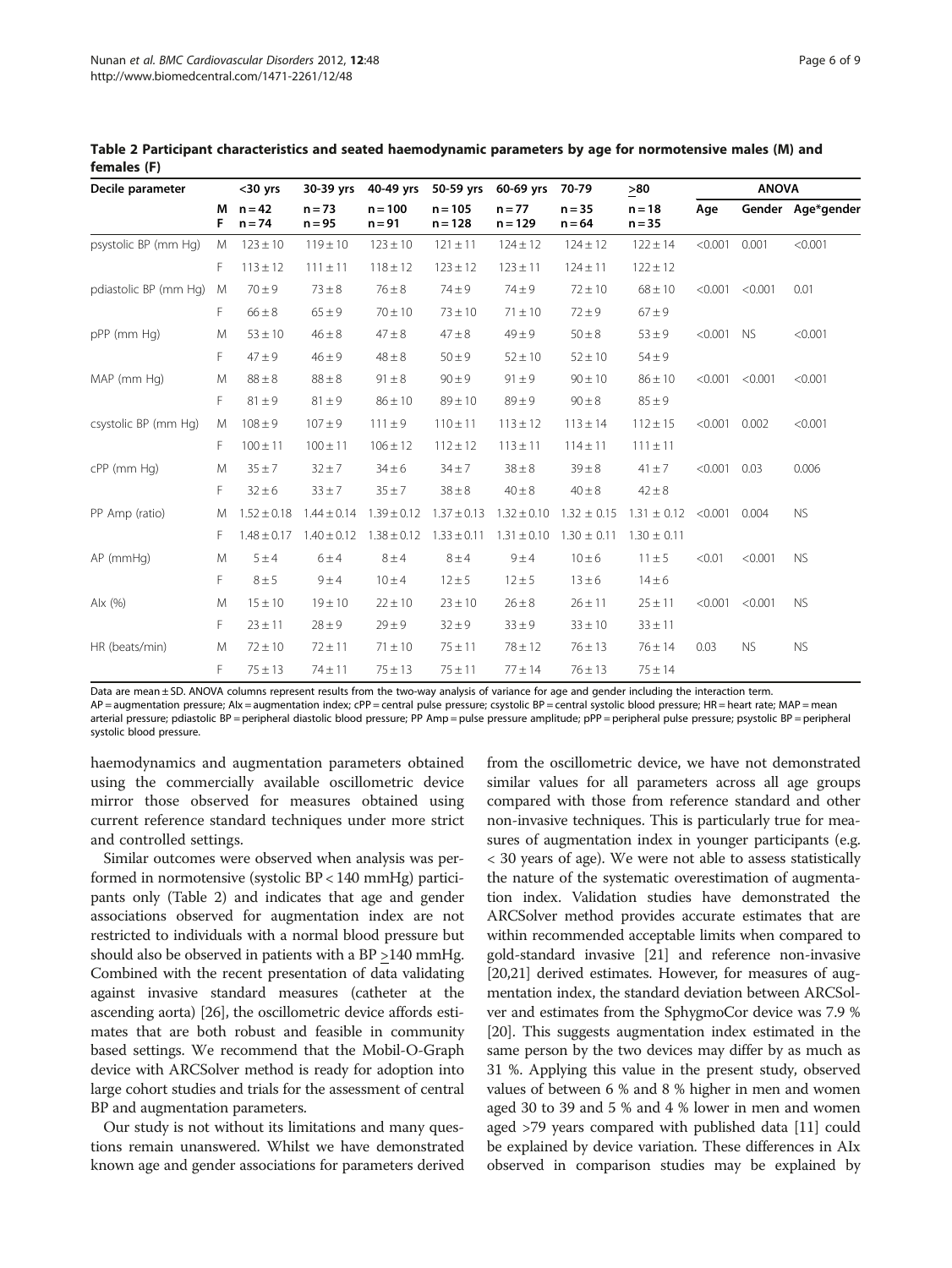**Table 2 Participant characteristics and seated haemodynamic parameters by age for normotensive males (M) and females (F)**

| Decile parameter | | <30 yrs | 30-39 yrs | 40-49 yrs | 50-59 yrs | 60-69 yrs | 70-79 | >80 | ANOVA | | |
|---|---|---|---|---|---|---|---|---|---|---|---|
| | M<br>F | n = 42<br>n = 74 | n = 73<br>n = 95 | n = 100<br>n = 91 | n = 105<br>n = 128 | n = 77<br>n = 129 | n = 35<br>n = 64 | n = 18<br>n = 35 | Age | Gender | Age*gender |
| psystolic BP (mm Hg) | M | 123 ± 10 | 119 ± 10 | 123 ± 10 | 121 ± 11 | 124 ± 12 | 124 ± 12 | 122 ± 14 | <0.001 | 0.001 | <0.001 |
| | F | 113 ± 12 | 111 ± 11 | 118 ± 12 | 123 ± 12 | 123 ± 11 | 124 ± 11 | 122 ± 12 | | | |
| pdiastolic BP (mm Hg) | M | 70 ± 9 | 73 ± 8 | 76 ± 8 | 74 ± 9 | 74 ± 9 | 72 ± 10 | 68 ± 10 | <0.001 | <0.001 | 0.01 |
| | F | 66 ± 8 | 65 ± 9 | 70 ± 10 | 73 ± 10 | 71 ± 10 | 72 ± 9 | 67 ± 9 | | | |
| pPP (mm Hg) | M | 53 ± 10 | 46 ± 8 | 47 ± 8 | 47 ± 8 | 49 ± 9 | 50 ± 8 | 53 ± 9 | <0.001 | NS | <0.001 |
| | F | 47 ± 9 | 46 ± 9 | 48 ± 8 | 50 ± 9 | 52 ± 10 | 52 ± 10 | 54 ± 9 | | | |
| MAP (mm Hg) | M | 88 ± 8 | 88 ± 8 | 91 ± 8 | 90 ± 9 | 91 ± 9 | 90 ± 10 | 86 ± 10 | <0.001 | <0.001 | <0.001 |
| | F | 81 ± 9 | 81 ± 9 | 86 ± 10 | 89 ± 10 | 89 ± 9 | 90 ± 8 | 85 ± 9 | | | |
| csystolic BP (mm Hg) | M | 108 ± 9 | 107 ± 9 | 111 ± 9 | 110 ± 11 | 113 ± 12 | 113 ± 14 | 112 ± 15 | <0.001 | 0.002 | <0.001 |
| | F | 100 ± 11 | 100 ± 11 | 106 ± 12 | 112 ± 12 | 113 ± 11 | 114 ± 11 | 111 ± 11 | | | |
| cPP (mm Hg) | M | 35 ± 7 | 32 ± 7 | 34 ± 6 | 34 ± 7 | 38 ± 8 | 39 ± 8 | 41 ± 7 | <0.001 | 0.03 | 0.006 |
| | F | 32 ± 6 | 33 ± 7 | 35 ± 7 | 38 ± 8 | 40 ± 8 | 40 ± 8 | 42 ± 8 | | | |
| PP Amp (ratio) | M | 1.52 ± 0.18 | 1.44 ± 0.14 | 1.39 ± 0.12 | 1.37 ± 0.13 | 1.32 ± 0.10 | 1.32 ± 0.15 | 1.31 ± 0.12 | <0.001 | 0.004 | NS |
| | F | 1.48 ± 0.17 | 1.40 ± 0.12 | 1.38 ± 0.12 | 1.33 ± 0.11 | 1.31 ± 0.10 | 1.30 ± 0.11 | 1.30 ± 0.11 | | | |
| AP (mmHg) | M | 5 ± 4 | 6 ± 4 | 8 ± 4 | 8 ± 4 | 9 ± 4 | 10 ± 6 | 11 ± 5 | <0.01 | <0.001 | NS |
| | F | 8 ± 5 | 9 ± 4 | 10 ± 4 | 12 ± 5 | 12 ± 5 | 13 ± 6 | 14 ± 6 | | | |
| AIx (%) | M | 15 ± 10 | 19 ± 10 | 22 ± 10 | 23 ± 10 | 26 ± 8 | 26 ± 11 | 25 ± 11 | <0.001 | <0.001 | NS |
| | F | 23 ± 11 | 28 ± 9 | 29 ± 9 | 32 ± 9 | 33 ± 9 | 33 ± 10 | 33 ± 11 | | | |
| HR (beats/min) | M | 72 ± 10 | 72 ± 11 | 71 ± 10 | 75 ± 11 | 78 ± 12 | 76 ± 13 | 76 ± 14 | 0.03 | NS | NS |
| | F | 75 ± 13 | 74 ± 11 | 75 ± 13 | 75 ± 11 | 77 ± 14 | 76 ± 13 | 75 ± 14 | | | |

Data are mean ± SD. ANOVA columns represent results from the two-way analysis of variance for age and gender including the interaction term.
AP = augmentation pressure; AIx = augmentation index; cPP = central pulse pressure; csystolic BP = central systolic blood pressure; HR = heart rate; MAP = mean arterial pressure; pdiastolic BP = peripheral diastolic blood pressure; PP Amp = pulse pressure amplitude; pPP = peripheral pulse pressure; psystolic BP = peripheral systolic blood pressure.

haemodynamics and augmentation parameters obtained using the commercially available oscillometric device mirror those observed for measures obtained using current reference standard techniques under more strict and controlled settings.

Similar outcomes were observed when analysis was performed in normotensive (systolic BP < 140 mmHg) participants only (Table 2) and indicates that age and gender associations observed for augmentation index are not restricted to individuals with a normal blood pressure but should also be observed in patients with a BP >140 mmHg. Combined with the recent presentation of data validating against invasive standard measures (catheter at the ascending aorta) [26], the oscillometric device affords estimates that are both robust and feasible in community based settings. We recommend that the Mobil-O-Graph device with ARCSolver method is ready for adoption into large cohort studies and trials for the assessment of central BP and augmentation parameters.

Our study is not without its limitations and many questions remain unanswered. Whilst we have demonstrated known age and gender associations for parameters derived from the oscillometric device, we have not demonstrated similar values for all parameters across all age groups compared with those from reference standard and other non-invasive techniques. This is particularly true for measures of augmentation index in younger participants (e.g. < 30 years of age). We were not able to assess statistically the nature of the systematic overestimation of augmentation index. Validation studies have demonstrated the ARCSolver method provides accurate estimates that are within recommended acceptable limits when compared to gold-standard invasive [21] and reference non-invasive [20,21] derived estimates. However, for measures of augmentation index, the standard deviation between ARCSolver and estimates from the SphygmoCor device was 7.9 % [20]. This suggests augmentation index estimated in the same person by the two devices may differ by as much as 31 %. Applying this value in the present study, observed values of between 6 % and 8 % higher in men and women aged 30 to 39 and 5 % and 4 % lower in men and women aged >79 years compared with published data [11] could be explained by device variation. These differences in AIx observed in comparison studies may be explained by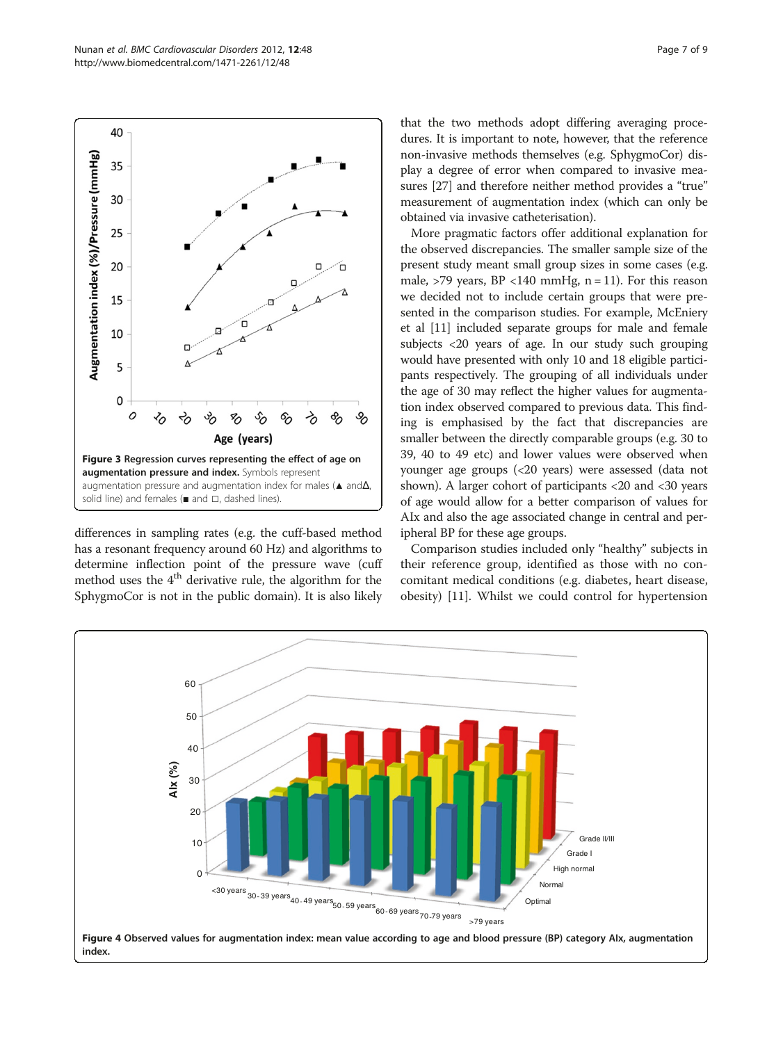Figure 3 Regression curves representing the effect of age on augmentation pressure and index. Symbols represent augmentation pressure and augmentation index for males (▲ and Δ, solid line) and females (■ and □, dashed lines).

differences in sampling rates (e.g. the cuff-based method has a resonant frequency around 60 Hz) and algorithms to determine inflection point of the pressure wave (cuff method uses the 4[th] derivative rule, the algorithm for the SphygmoCor is not in the public domain). It is also likely that the two methods adopt differing averaging procedures. It is important to note, however, that the reference non-invasive methods themselves (e.g. SphygmoCor) display a degree of error when compared to invasive measures [27] and therefore neither method provides a "true" measurement of augmentation index (which can only be obtained via invasive catheterisation).

More pragmatic factors offer additional explanation for the observed discrepancies. The smaller sample size of the present study meant small group sizes in some cases (e.g. male, >79 years, BP <140 mmHg, n = 11). For this reason we decided not to include certain groups that were presented in the comparison studies. For example, McEniery et al [11] included separate groups for male and female subjects <20 years of age. In our study such grouping would have presented with only 10 and 18 eligible participants respectively. The grouping of all individuals under the age of 30 may reflect the higher values for augmentation index observed compared to previous data. This finding is emphasised by the fact that discrepancies are smaller between the directly comparable groups (e.g. 30 to 39, 40 to 49 etc) and lower values were observed when younger age groups (<20 years) were assessed (data not shown). A larger cohort of participants <20 and <30 years of age would allow for a better comparison of values for AIx and also the age associated change in central and peripheral BP for these age groups.

Comparison studies included only "healthy" subjects in their reference group, identified as those with no concomitant medical conditions (e.g. diabetes, heart disease, obesity) [11]. Whilst we could control for hypertension

Figure 4 Observed values for augmentation index: mean value according to age and blood pressure (BP) category AIx, augmentation index.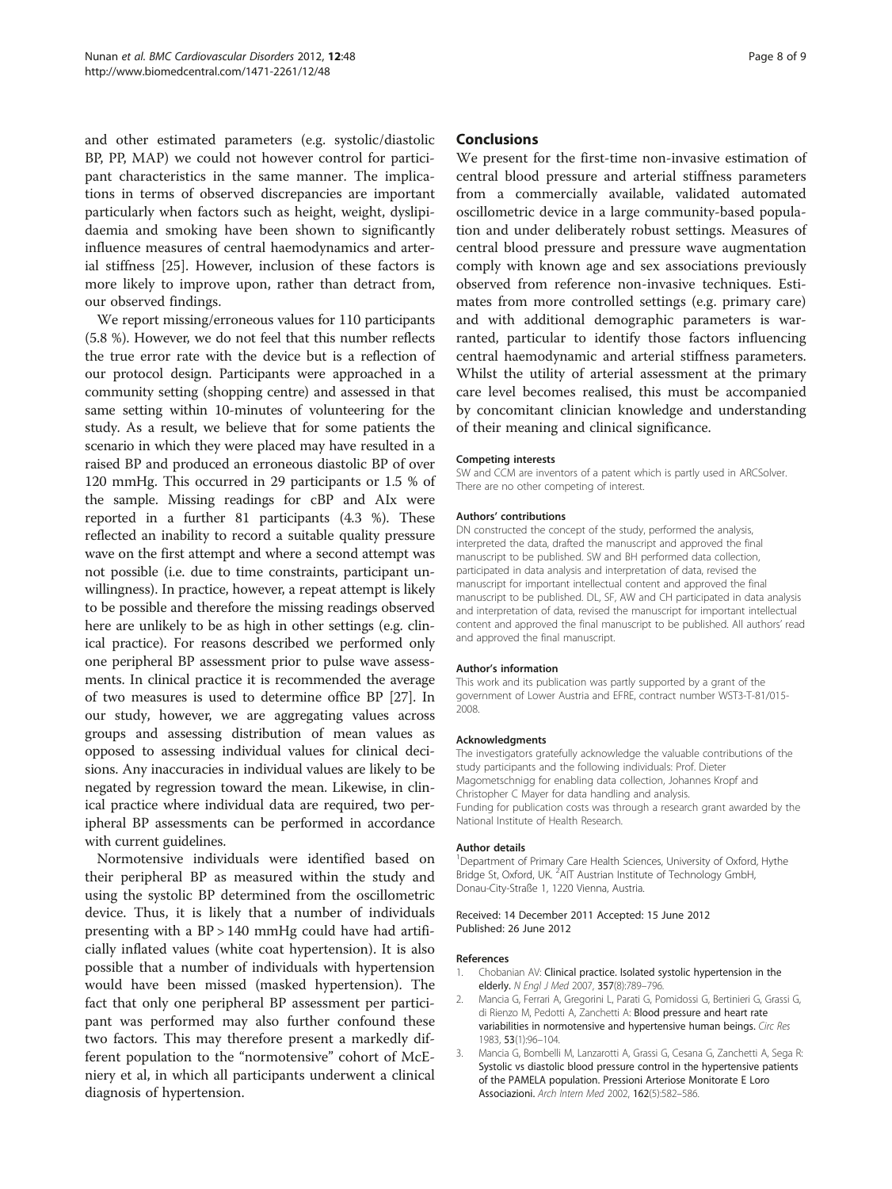and other estimated parameters (e.g. systolic/diastolic BP, PP, MAP) we could not however control for participant characteristics in the same manner. The implications in terms of observed discrepancies are important particularly when factors such as height, weight, dyslipidaemia and smoking have been shown to significantly influence measures of central haemodynamics and arterial stiffness [25]. However, inclusion of these factors is more likely to improve upon, rather than detract from, our observed findings.

We report missing/erroneous values for 110 participants (5.8 %). However, we do not feel that this number reflects the true error rate with the device but is a reflection of our protocol design. Participants were approached in a community setting (shopping centre) and assessed in that same setting within 10-minutes of volunteering for the study. As a result, we believe that for some patients the scenario in which they were placed may have resulted in a raised BP and produced an erroneous diastolic BP of over 120 mmHg. This occurred in 29 participants or 1.5 % of the sample. Missing readings for cBP and AIx were reported in a further 81 participants (4.3 %). These reflected an inability to record a suitable quality pressure wave on the first attempt and where a second attempt was not possible (i.e. due to time constraints, participant unwillingness). In practice, however, a repeat attempt is likely to be possible and therefore the missing readings observed here are unlikely to be as high in other settings (e.g. clinical practice). For reasons described we performed only one peripheral BP assessment prior to pulse wave assessments. In clinical practice it is recommended the average of two measures is used to determine office BP [27]. In our study, however, we are aggregating values across groups and assessing distribution of mean values as opposed to assessing individual values for clinical decisions. Any inaccuracies in individual values are likely to be negated by regression toward the mean. Likewise, in clinical practice where individual data are required, two peripheral BP assessments can be performed in accordance with current guidelines.

Normotensive individuals were identified based on their peripheral BP as measured within the study and using the systolic BP determined from the oscillometric device. Thus, it is likely that a number of individuals presenting with a BP > 140 mmHg could have had artificially inflated values (white coat hypertension). It is also possible that a number of individuals with hypertension would have been missed (masked hypertension). The fact that only one peripheral BP assessment per participant was performed may also further confound these two factors. This may therefore present a markedly different population to the "normotensive" cohort of McEniery et al, in which all participants underwent a clinical diagnosis of hypertension.

## Conclusions

We present for the first-time non-invasive estimation of central blood pressure and arterial stiffness parameters from a commercially available, validated automated oscillometric device in a large community-based population and under deliberately robust settings. Measures of central blood pressure and pressure wave augmentation comply with known age and sex associations previously observed from reference non-invasive techniques. Estimates from more controlled settings (e.g. primary care) and with additional demographic parameters is warranted, particular to identify those factors influencing central haemodynamic and arterial stiffness parameters. Whilst the utility of arterial assessment at the primary care level becomes realised, this must be accompanied by concomitant clinician knowledge and understanding of their meaning and clinical significance.

#### Competing interests

SW and CCM are inventors of a patent which is partly used in ARCSolver. There are no other competing of interest.

#### Authors' contributions

DN constructed the concept of the study, performed the analysis, interpreted the data, drafted the manuscript and approved the final manuscript to be published. SW and BH performed data collection, participated in data analysis and interpretation of data, revised the manuscript for important intellectual content and approved the final manuscript to be published. DL, SF, AW and CH participated in data analysis and interpretation of data, revised the manuscript for important intellectual content and approved the final manuscript to be published. All authors' read and approved the final manuscript.

#### Author's information

This work and its publication was partly supported by a grant of the government of Lower Austria and EFRE, contract number WST3-T-81/015-2008.

#### Acknowledgments

The investigators gratefully acknowledge the valuable contributions of the study participants and the following individuals: Prof. Dieter Magometschnigg for enabling data collection, Johannes Kropf and Christopher C Mayer for data handling and analysis.
Funding for publication costs was through a research grant awarded by the National Institute of Health Research.

#### Author details

[1]Department of Primary Care Health Sciences, University of Oxford, Hythe Bridge St, Oxford, UK. [2]AIT Austrian Institute of Technology GmbH, Donau-City-Straße 1, 1220 Vienna, Austria.

Received: 14 December 2011 Accepted: 15 June 2012
Published: 26 June 2012

#### References

1. Chobanian AV: **Clinical practice. Isolated systolic hypertension in the elderly.** *N Engl J Med* 2007, **357**(8):789–796.
2. Mancia G, Ferrari A, Gregorini L, Parati G, Pomidossi G, Bertinieri G, Grassi G, di Rienzo M, Pedotti A, Zanchetti A: **Blood pressure and heart rate variabilities in normotensive and hypertensive human beings.** *Circ Res* 1983, **53**(1):96–104.
3. Mancia G, Bombelli M, Lanzarotti A, Grassi G, Cesana G, Zanchetti A, Sega R: **Systolic vs diastolic blood pressure control in the hypertensive patients of the PAMELA population. Pressioni Arteriose Monitorate E Loro Associazioni.** *Arch Intern Med* 2002, **162**(5):582–586.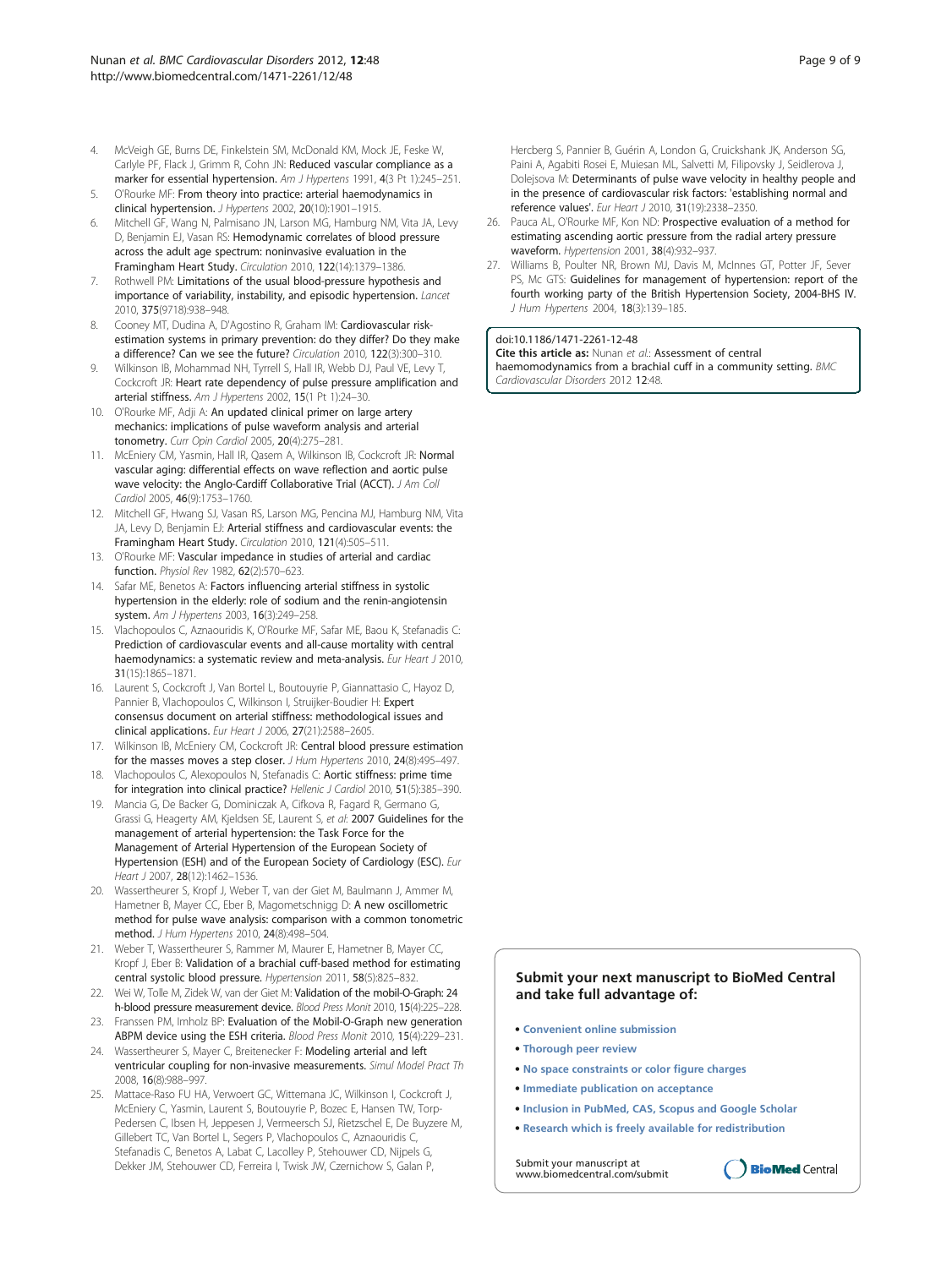4. McVeigh GE, Burns DE, Finkelstein SM, McDonald KM, Mock JE, Feske W, Carlyle PF, Flack J, Grimm R, Cohn JN: **Reduced vascular compliance as a marker for essential hypertension.** *Am J Hypertens* 1991, **4**(3 Pt 1):245–251.
5. O'Rourke MF: **From theory into practice: arterial haemodynamics in clinical hypertension.** *J Hypertens* 2002, **20**(10):1901–1915.
6. Mitchell GF, Wang N, Palmisano JN, Larson MG, Hamburg NM, Vita JA, Levy D, Benjamin EJ, Vasan RS: **Hemodynamic correlates of blood pressure across the adult age spectrum: noninvasive evaluation in the Framingham Heart Study.** *Circulation* 2010, **122**(14):1379–1386.
7. Rothwell PM: **Limitations of the usual blood-pressure hypothesis and importance of variability, instability, and episodic hypertension.** *Lancet* 2010, **375**(9718):938–948.
8. Cooney MT, Dudina A, D'Agostino R, Graham IM: **Cardiovascular risk-estimation systems in primary prevention: do they differ? Do they make a difference? Can we see the future?** *Circulation* 2010, **122**(3):300–310.
9. Wilkinson IB, Mohammad NH, Tyrrell S, Hall IR, Webb DJ, Paul VE, Levy T, Cockcroft JR: **Heart rate dependency of pulse pressure amplification and arterial stiffness.** *Am J Hypertens* 2002, **15**(1 Pt 1):24–30.
10. O'Rourke MF, Adji A: **An updated clinical primer on large artery mechanics: implications of pulse waveform analysis and arterial tonometry.** *Curr Opin Cardiol* 2005, **20**(4):275–281.
11. McEniery CM, Yasmin, Hall IR, Qasem A, Wilkinson IB, Cockcroft JR: **Normal vascular aging: differential effects on wave reflection and aortic pulse wave velocity: the Anglo-Cardiff Collaborative Trial (ACCT).** *J Am Coll Cardiol* 2005, **46**(9):1753–1760.
12. Mitchell GF, Hwang SJ, Vasan RS, Larson MG, Pencina MJ, Hamburg NM, Vita JA, Levy D, Benjamin EJ: **Arterial stiffness and cardiovascular events: the Framingham Heart Study.** *Circulation* 2010, **121**(4):505–511.
13. O'Rourke MF: **Vascular impedance in studies of arterial and cardiac function.** *Physiol Rev* 1982, **62**(2):570–623.
14. Safar ME, Benetos A: **Factors influencing arterial stiffness in systolic hypertension in the elderly: role of sodium and the renin-angiotensin system.** *Am J Hypertens* 2003, **16**(3):249–258.
15. Vlachopoulos C, Aznaouridis K, O'Rourke MF, Safar ME, Baou K, Stefanadis C: **Prediction of cardiovascular events and all-cause mortality with central haemodynamics: a systematic review and meta-analysis.** *Eur Heart J* 2010, **31**(15):1865–1871.
16. Laurent S, Cockcroft J, Van Bortel L, Boutouyrie P, Giannattasio C, Hayoz D, Pannier B, Vlachopoulos C, Wilkinson I, Struijker-Boudier H: **Expert consensus document on arterial stiffness: methodological issues and clinical applications.** *Eur Heart J* 2006, **27**(21):2588–2605.
17. Wilkinson IB, McEniery CM, Cockcroft JR: **Central blood pressure estimation for the masses moves a step closer.** *J Hum Hypertens* 2010, **24**(8):495–497.
18. Vlachopoulos C, Alexopoulos N, Stefanadis C: **Aortic stiffness: prime time for integration into clinical practice?** *Hellenic J Cardiol* 2010, **51**(5):385–390.
19. Mancia G, De Backer G, Dominiczak A, Cifkova R, Fagard R, Germano G, Grassi G, Heagerty AM, Kjeldsen SE, Laurent S, *et al*: **2007 Guidelines for the management of arterial hypertension: the Task Force for the Management of Arterial Hypertension of the European Society of Hypertension (ESH) and of the European Society of Cardiology (ESC).** *Eur Heart J* 2007, **28**(12):1462–1536.
20. Wassertheurer S, Kropf J, Weber T, van der Giet M, Baulmann J, Ammer M, Hametner B, Mayer CC, Eber B, Magometschnigg D: **A new oscillometric method for pulse wave analysis: comparison with a common tonometric method.** *J Hum Hypertens* 2010, **24**(8):498–504.
21. Weber T, Wassertheurer S, Rammer M, Maurer E, Hametner B, Mayer CC, Kropf J, Eber B: **Validation of a brachial cuff-based method for estimating central systolic blood pressure.** *Hypertension* 2011, **58**(5):825–832.
22. Wei W, Tolle M, Zidek W, van der Giet M: **Validation of the mobil-O-Graph: 24 h-blood pressure measurement device.** *Blood Press Monit* 2010, **15**(4):225–228.
23. Franssen PM, Imholz BP: **Evaluation of the Mobil-O-Graph new generation ABPM device using the ESH criteria.** *Blood Press Monit* 2010, **15**(4):229–231.
24. Wassertheurer S, Mayer C, Breitenecker F: **Modeling arterial and left ventricular coupling for non-invasive measurements.** *Simul Model Pract Th* 2008, **16**(8):988–997.
25. Mattace-Raso FU HA, Verwoert GC, Wittemana JC, Wilkinson I, Cockcroft J, McEniery C, Yasmin, Laurent S, Boutouyrie P, Bozec E, Hansen TW, Torp-Pedersen C, Ibsen H, Jeppesen J, Vermeersch SJ, Rietzschel E, De Buyzere M, Gillebert TC, Van Bortel L, Segers P, Vlachopoulos C, Aznaouridis C, Stefanadis C, Benetos A, Labat C, Lacolley P, Stehouwer CD, Nijpels G, Dekker JM, Stehouwer CD, Ferreira I, Twisk JW, Czernichow S, Galan P, Hercberg S, Pannier B, Guérin A, London G, Cruickshank JK, Anderson SG, Paini A, Agabiti Rosei E, Muiesan ML, Salvetti M, Filipovsky J, Seidlerova J, Dolejsova M: **Determinants of pulse wave velocity in healthy people and in the presence of cardiovascular risk factors: 'establishing normal and reference values'.** *Eur Heart J* 2010, **31**(19):2338–2350.
26. Pauca AL, O'Rourke MF, Kon ND: **Prospective evaluation of a method for estimating ascending aortic pressure from the radial artery pressure waveform.** *Hypertension* 2001, **38**(4):932–937.
27. Williams B, Poulter NR, Brown MJ, Davis M, McInnes GT, Potter JF, Sever PS, Mc GTS: **Guidelines for management of hypertension: report of the fourth working party of the British Hypertension Society, 2004-BHS IV.** *J Hum Hypertens* 2004, **18**(3):139–185.

doi:10.1186/1471-2261-12-48
**Cite this article as:** Nunan *et al.*: Assessment of central haemodynamics from a brachial cuff in a community setting. *BMC Cardiovascular Disorders* 2012 **12**:48.

**Submit your next manuscript to BioMed Central and take full advantage of:**

- **Convenient online submission**
- **Thorough peer review**
- **No space constraints or color figure charges**
- **Immediate publication on acceptance**
- **Inclusion in PubMed, CAS, Scopus and Google Scholar**
- **Research which is freely available for redistribution**

Submit your manuscript at www.biomedcentral.com/submit

BioMed Central